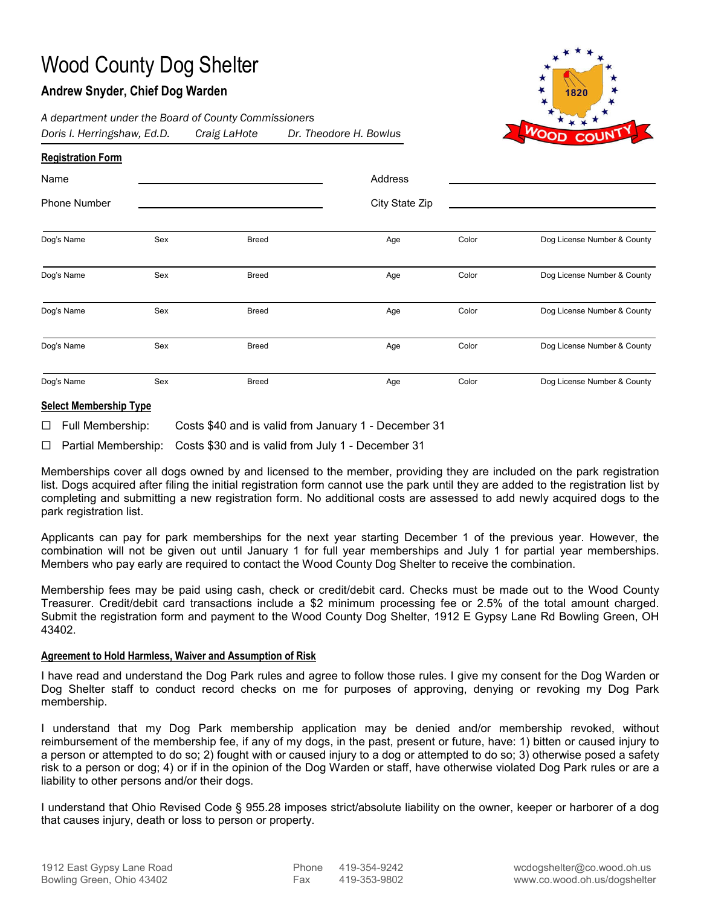# Wood County Dog Shelter

## Andrew Snyder, Chief Dog Warden

*A department under the Board of County Commissioners*

*Doris I. Herringshaw, Ed.D.    Craig LaHote    Dr. Theodore H. Bowlus*

**Registration Form**

Name ______________________________ Address ______________________________

Phone Number ______________________________ City State Zip ______________________________

| Dog's Name | Sex | Breed | Age | Color | Dog License Number & County |
|---|---|---|---|---|---|
| | | | | | |
| Dog's Name | Sex | Breed | Age | Color | Dog License Number & County |
| | | | | | |
| Dog's Name | Sex | Breed | Age | Color | Dog License Number & County |
| | | | | | |
| Dog's Name | Sex | Breed | Age | Color | Dog License Number & County |
| | | | | | |
| Dog's Name | Sex | Breed | Age | Color | Dog License Number & County |

**Select Membership Type**

☐ Full Membership: Costs $40 and is valid from January 1 - December 31

☐ Partial Membership: Costs $30 and is valid from July 1 - December 31

Memberships cover all dogs owned by and licensed to the member, providing they are included on the park registration list. Dogs acquired after filing the initial registration form cannot use the park until they are added to the registration list by completing and submitting a new registration form. No additional costs are assessed to add newly acquired dogs to the park registration list.

Applicants can pay for park memberships for the next year starting December 1 of the previous year. However, the combination will not be given out until January 1 for full year memberships and July 1 for partial year memberships. Members who pay early are required to contact the Wood County Dog Shelter to receive the combination.

Membership fees may be paid using cash, check or credit/debit card. Checks must be made out to the Wood County Treasurer. Credit/debit card transactions include a $2 minimum processing fee or 2.5% of the total amount charged. Submit the registration form and payment to the Wood County Dog Shelter, 1912 E Gypsy Lane Rd Bowling Green, OH 43402.

**Agreement to Hold Harmless, Waiver and Assumption of Risk**

I have read and understand the Dog Park rules and agree to follow those rules. I give my consent for the Dog Warden or Dog Shelter staff to conduct record checks on me for purposes of approving, denying or revoking my Dog Park membership.

I understand that my Dog Park membership application may be denied and/or membership revoked, without reimbursement of the membership fee, if any of my dogs, in the past, present or future, have: 1) bitten or caused injury to a person or attempted to do so; 2) fought with or caused injury to a dog or attempted to do so; 3) otherwise posed a safety risk to a person or dog; 4) or if in the opinion of the Dog Warden or staff, have otherwise violated Dog Park rules or are a liability to other persons and/or their dogs.

I understand that Ohio Revised Code § 955.28 imposes strict/absolute liability on the owner, keeper or harborer of a dog that causes injury, death or loss to person or property.

1912 East Gypsy Lane Road
Bowling Green, Ohio 43402

Phone 419-354-9242
Fax 419-353-9802

wcdogshelter@co.wood.oh.us
www.co.wood.oh.us/dogshelter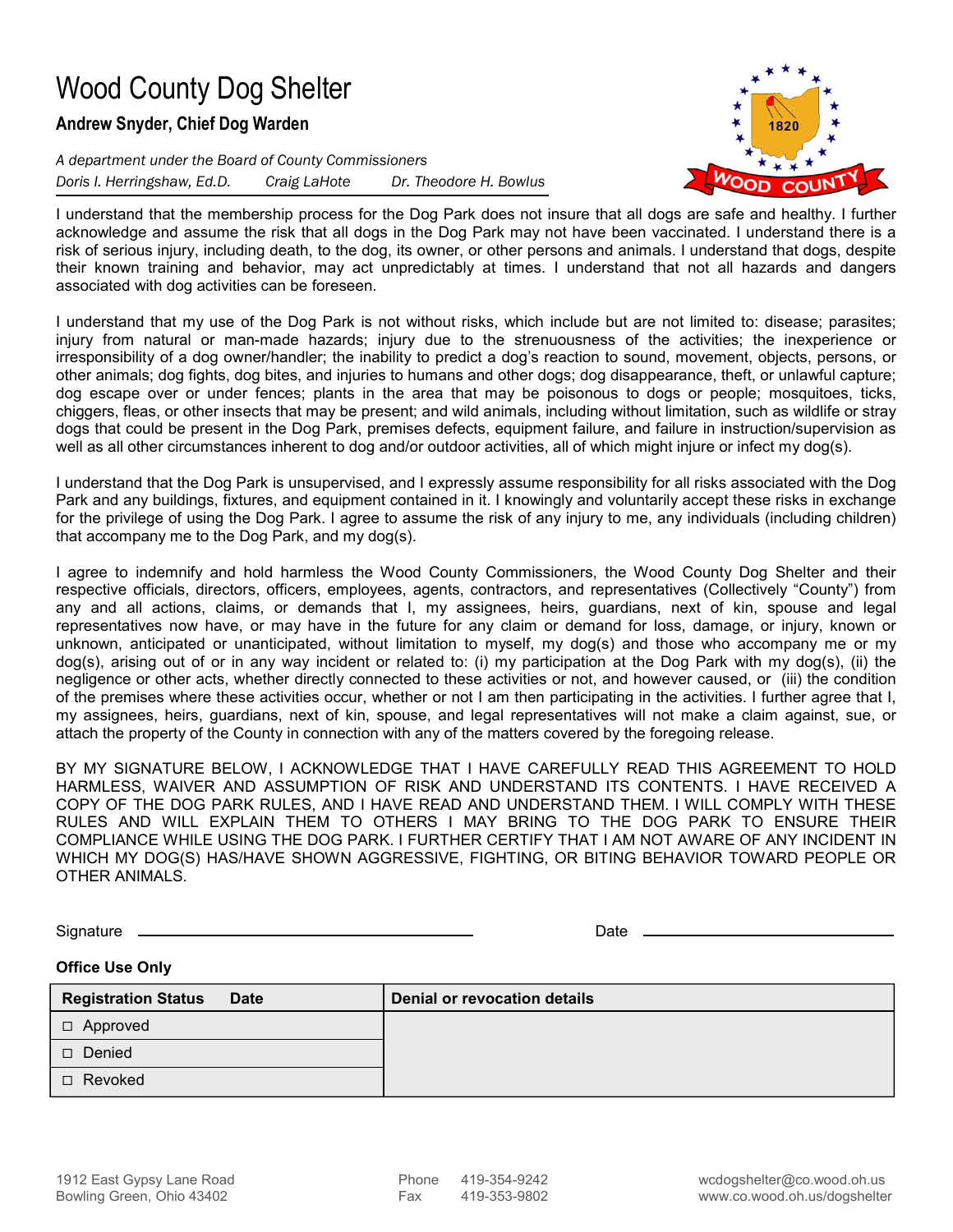# Wood County Dog Shelter

**Andrew Snyder, Chief Dog Warden**

*A department under the Board of County Commissioners*
*Doris I. Herringshaw, Ed.D.   Craig LaHote   Dr. Theodore H. Bowlus*

I understand that the membership process for the Dog Park does not insure that all dogs are safe and healthy. I further acknowledge and assume the risk that all dogs in the Dog Park may not have been vaccinated. I understand there is a risk of serious injury, including death, to the dog, its owner, or other persons and animals. I understand that dogs, despite their known training and behavior, may act unpredictably at times. I understand that not all hazards and dangers associated with dog activities can be foreseen.

I understand that my use of the Dog Park is not without risks, which include but are not limited to: disease; parasites; injury from natural or man-made hazards; injury due to the strenuousness of the activities; the inexperience or irresponsibility of a dog owner/handler; the inability to predict a dog's reaction to sound, movement, objects, persons, or other animals; dog fights, dog bites, and injuries to humans and other dogs; dog disappearance, theft, or unlawful capture; dog escape over or under fences; plants in the area that may be poisonous to dogs or people; mosquitoes, ticks, chiggers, fleas, or other insects that may be present; and wild animals, including without limitation, such as wildlife or stray dogs that could be present in the Dog Park, premises defects, equipment failure, and failure in instruction/supervision as well as all other circumstances inherent to dog and/or outdoor activities, all of which might injure or infect my dog(s).

I understand that the Dog Park is unsupervised, and I expressly assume responsibility for all risks associated with the Dog Park and any buildings, fixtures, and equipment contained in it. I knowingly and voluntarily accept these risks in exchange for the privilege of using the Dog Park. I agree to assume the risk of any injury to me, any individuals (including children) that accompany me to the Dog Park, and my dog(s).

I agree to indemnify and hold harmless the Wood County Commissioners, the Wood County Dog Shelter and their respective officials, directors, officers, employees, agents, contractors, and representatives (Collectively "County") from any and all actions, claims, or demands that I, my assignees, heirs, guardians, next of kin, spouse and legal representatives now have, or may have in the future for any claim or demand for loss, damage, or injury, known or unknown, anticipated or unanticipated, without limitation to myself, my dog(s) and those who accompany me or my dog(s), arising out of or in any way incident or related to: (i) my participation at the Dog Park with my dog(s), (ii) the negligence or other acts, whether directly connected to these activities or not, and however caused, or (iii) the condition of the premises where these activities occur, whether or not I am then participating in the activities. I further agree that I, my assignees, heirs, guardians, next of kin, spouse, and legal representatives will not make a claim against, sue, or attach the property of the County in connection with any of the matters covered by the foregoing release.

BY MY SIGNATURE BELOW, I ACKNOWLEDGE THAT I HAVE CAREFULLY READ THIS AGREEMENT TO HOLD HARMLESS, WAIVER AND ASSUMPTION OF RISK AND UNDERSTAND ITS CONTENTS. I HAVE RECEIVED A COPY OF THE DOG PARK RULES, AND I HAVE READ AND UNDERSTAND THEM. I WILL COMPLY WITH THESE RULES AND WILL EXPLAIN THEM TO OTHERS I MAY BRING TO THE DOG PARK TO ENSURE THEIR COMPLIANCE WHILE USING THE DOG PARK. I FURTHER CERTIFY THAT I AM NOT AWARE OF ANY INCIDENT IN WHICH MY DOG(S) HAS/HAVE SHOWN AGGRESSIVE, FIGHTING, OR BITING BEHAVIOR TOWARD PEOPLE OR OTHER ANIMALS.

Signature ______________________________  Date ____________________

**Office Use Only**

| Registration Status | Date | Denial or revocation details |
|---|---|---|
| ☐ Approved | | |
| ☐ Denied | | |
| ☐ Revoked | | |

1912 East Gypsy Lane Road
Bowling Green, Ohio 43402

Phone 419-354-9242
Fax 419-353-9802

wcdogshelter@co.wood.oh.us
www.co.wood.oh.us/dogshelter